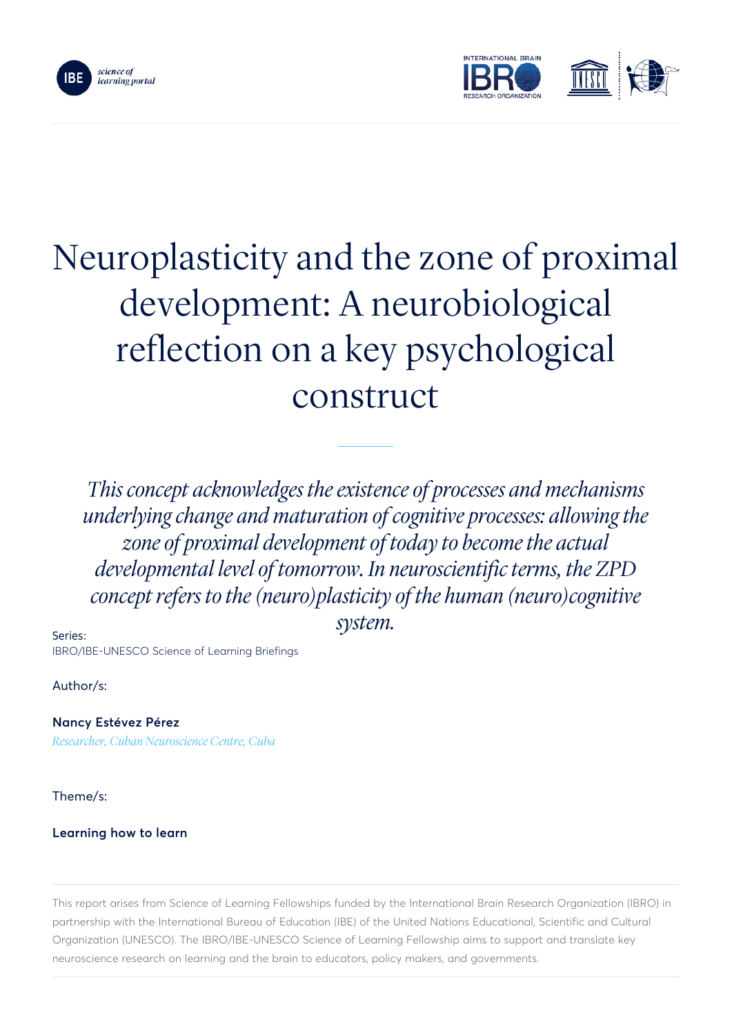# Neuroplasticity and the zone of proximal development: A neurobiological reflection on a key psychological construct

*This concept acknowledges the existence of processes and mechanisms underlying change and maturation of cognitive processes: allowing the zone of proximal development of today to become the actual developmental level of tomorrow. In neuroscientific terms, the ZPD concept refers to the (neuro)plasticity of the human (neuro)cognitive system.*

Series:
IBRO/IBE-UNESCO Science of Learning Briefings

Author/s:

**Nancy Estévez Pérez**
*Researcher, Cuban Neuroscience Centre, Cuba*

Theme/s:

**Learning how to learn**

This report arises from Science of Learning Fellowships funded by the International Brain Research Organization (IBRO) in partnership with the International Bureau of Education (IBE) of the United Nations Educational, Scientific and Cultural Organization (UNESCO). The IBRO/IBE-UNESCO Science of Learning Fellowship aims to support and translate key neuroscience research on learning and the brain to educators, policy makers, and governments.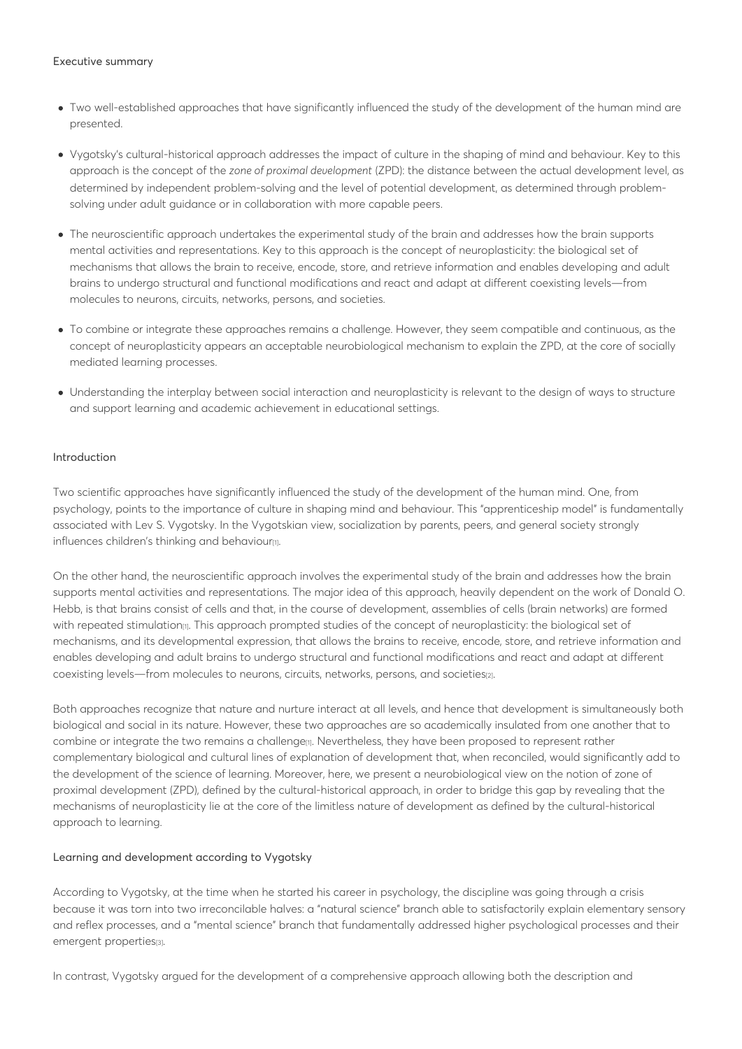## Executive summary

- Two well-established approaches that have significantly influenced the study of the development of the human mind are presented.
- Vygotsky's cultural-historical approach addresses the impact of culture in the shaping of mind and behaviour. Key to this approach is the concept of the *zone of proximal development* (ZPD): the distance between the actual development level, as determined by independent problem-solving and the level of potential development, as determined through problem-solving under adult guidance or in collaboration with more capable peers.
- The neuroscientific approach undertakes the experimental study of the brain and addresses how the brain supports mental activities and representations. Key to this approach is the concept of neuroplasticity: the biological set of mechanisms that allows the brain to receive, encode, store, and retrieve information and enables developing and adult brains to undergo structural and functional modifications and react and adapt at different coexisting levels—from molecules to neurons, circuits, networks, persons, and societies.
- To combine or integrate these approaches remains a challenge. However, they seem compatible and continuous, as the concept of neuroplasticity appears an acceptable neurobiological mechanism to explain the ZPD, at the core of socially mediated learning processes.
- Understanding the interplay between social interaction and neuroplasticity is relevant to the design of ways to structure and support learning and academic achievement in educational settings.

## Introduction

Two scientific approaches have significantly influenced the study of the development of the human mind. One, from psychology, points to the importance of culture in shaping mind and behaviour. This "apprenticeship model" is fundamentally associated with Lev S. Vygotsky. In the Vygotskian view, socialization by parents, peers, and general society strongly influences children's thinking and behaviour[1].

On the other hand, the neuroscientific approach involves the experimental study of the brain and addresses how the brain supports mental activities and representations. The major idea of this approach, heavily dependent on the work of Donald O. Hebb, is that brains consist of cells and that, in the course of development, assemblies of cells (brain networks) are formed with repeated stimulation[1]. This approach prompted studies of the concept of neuroplasticity: the biological set of mechanisms, and its developmental expression, that allows the brains to receive, encode, store, and retrieve information and enables developing and adult brains to undergo structural and functional modifications and react and adapt at different coexisting levels—from molecules to neurons, circuits, networks, persons, and societies[2].

Both approaches recognize that nature and nurture interact at all levels, and hence that development is simultaneously both biological and social in its nature. However, these two approaches are so academically insulated from one another that to combine or integrate the two remains a challenge[1]. Nevertheless, they have been proposed to represent rather complementary biological and cultural lines of explanation of development that, when reconciled, would significantly add to the development of the science of learning. Moreover, here, we present a neurobiological view on the notion of zone of proximal development (ZPD), defined by the cultural-historical approach, in order to bridge this gap by revealing that the mechanisms of neuroplasticity lie at the core of the limitless nature of development as defined by the cultural-historical approach to learning.

## Learning and development according to Vygotsky

According to Vygotsky, at the time when he started his career in psychology, the discipline was going through a crisis because it was torn into two irreconcilable halves: a "natural science" branch able to satisfactorily explain elementary sensory and reflex processes, and a "mental science" branch that fundamentally addressed higher psychological processes and their emergent properties[3].

In contrast, Vygotsky argued for the development of a comprehensive approach allowing both the description and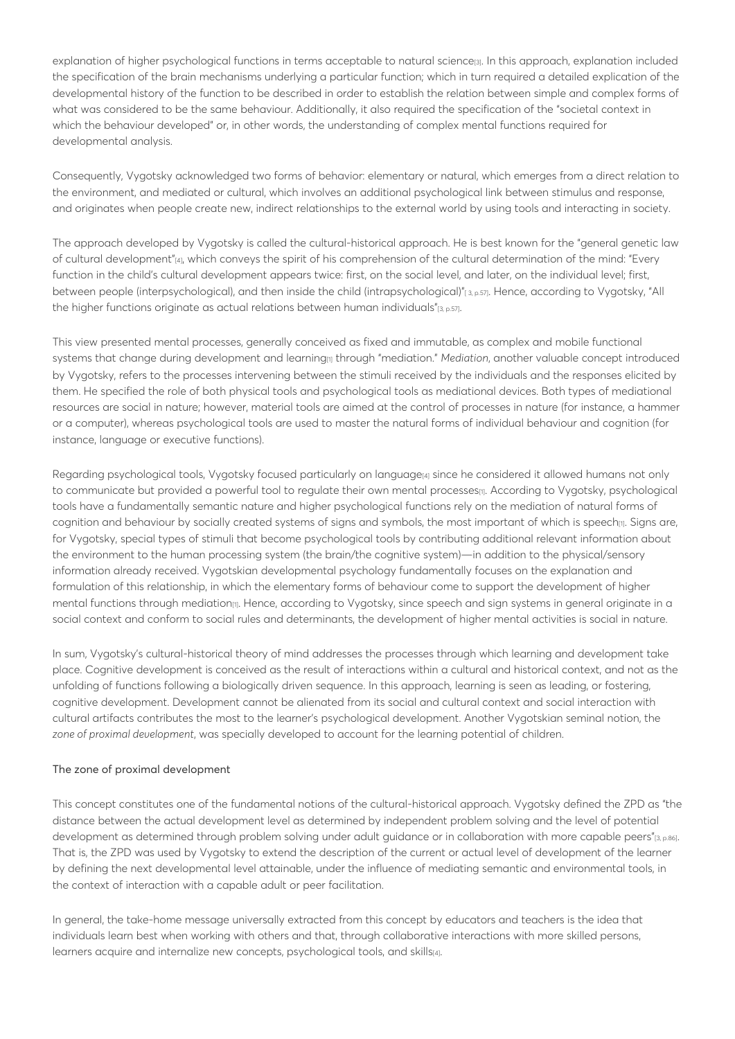explanation of higher psychological functions in terms acceptable to natural science[3]. In this approach, explanation included the specification of the brain mechanisms underlying a particular function; which in turn required a detailed explication of the developmental history of the function to be described in order to establish the relation between simple and complex forms of what was considered to be the same behaviour. Additionally, it also required the specification of the "societal context in which the behaviour developed" or, in other words, the understanding of complex mental functions required for developmental analysis.

Consequently, Vygotsky acknowledged two forms of behavior: elementary or natural, which emerges from a direct relation to the environment, and mediated or cultural, which involves an additional psychological link between stimulus and response, and originates when people create new, indirect relationships to the external world by using tools and interacting in society.

The approach developed by Vygotsky is called the cultural-historical approach. He is best known for the "general genetic law of cultural development"[4], which conveys the spirit of his comprehension of the cultural determination of the mind: "Every function in the child's cultural development appears twice: first, on the social level, and later, on the individual level; first, between people (interpsychological), and then inside the child (intrapsychological)"[3, p.57]. Hence, according to Vygotsky, "All the higher functions originate as actual relations between human individuals"[3, p.57].

This view presented mental processes, generally conceived as fixed and immutable, as complex and mobile functional systems that change during development and learning[1] through "mediation." *Mediation*, another valuable concept introduced by Vygotsky, refers to the processes intervening between the stimuli received by the individuals and the responses elicited by them. He specified the role of both physical tools and psychological tools as mediational devices. Both types of mediational resources are social in nature; however, material tools are aimed at the control of processes in nature (for instance, a hammer or a computer), whereas psychological tools are used to master the natural forms of individual behaviour and cognition (for instance, language or executive functions).

Regarding psychological tools, Vygotsky focused particularly on language[4] since he considered it allowed humans not only to communicate but provided a powerful tool to regulate their own mental processes[1]. According to Vygotsky, psychological tools have a fundamentally semantic nature and higher psychological functions rely on the mediation of natural forms of cognition and behaviour by socially created systems of signs and symbols, the most important of which is speech[1]. Signs are, for Vygotsky, special types of stimuli that become psychological tools by contributing additional relevant information about the environment to the human processing system (the brain/the cognitive system)—in addition to the physical/sensory information already received. Vygotskian developmental psychology fundamentally focuses on the explanation and formulation of this relationship, in which the elementary forms of behaviour come to support the development of higher mental functions through mediation[1]. Hence, according to Vygotsky, since speech and sign systems in general originate in a social context and conform to social rules and determinants, the development of higher mental activities is social in nature.

In sum, Vygotsky's cultural-historical theory of mind addresses the processes through which learning and development take place. Cognitive development is conceived as the result of interactions within a cultural and historical context, and not as the unfolding of functions following a biologically driven sequence. In this approach, learning is seen as leading, or fostering, cognitive development. Development cannot be alienated from its social and cultural context and social interaction with cultural artifacts contributes the most to the learner's psychological development. Another Vygotskian seminal notion, the *zone of proximal development*, was specially developed to account for the learning potential of children.

## The zone of proximal development

This concept constitutes one of the fundamental notions of the cultural-historical approach. Vygotsky defined the ZPD as "the distance between the actual development level as determined by independent problem solving and the level of potential development as determined through problem solving under adult guidance or in collaboration with more capable peers"[3, p.86]. That is, the ZPD was used by Vygotsky to extend the description of the current or actual level of development of the learner by defining the next developmental level attainable, under the influence of mediating semantic and environmental tools, in the context of interaction with a capable adult or peer facilitation.

In general, the take-home message universally extracted from this concept by educators and teachers is the idea that individuals learn best when working with others and that, through collaborative interactions with more skilled persons, learners acquire and internalize new concepts, psychological tools, and skills[4].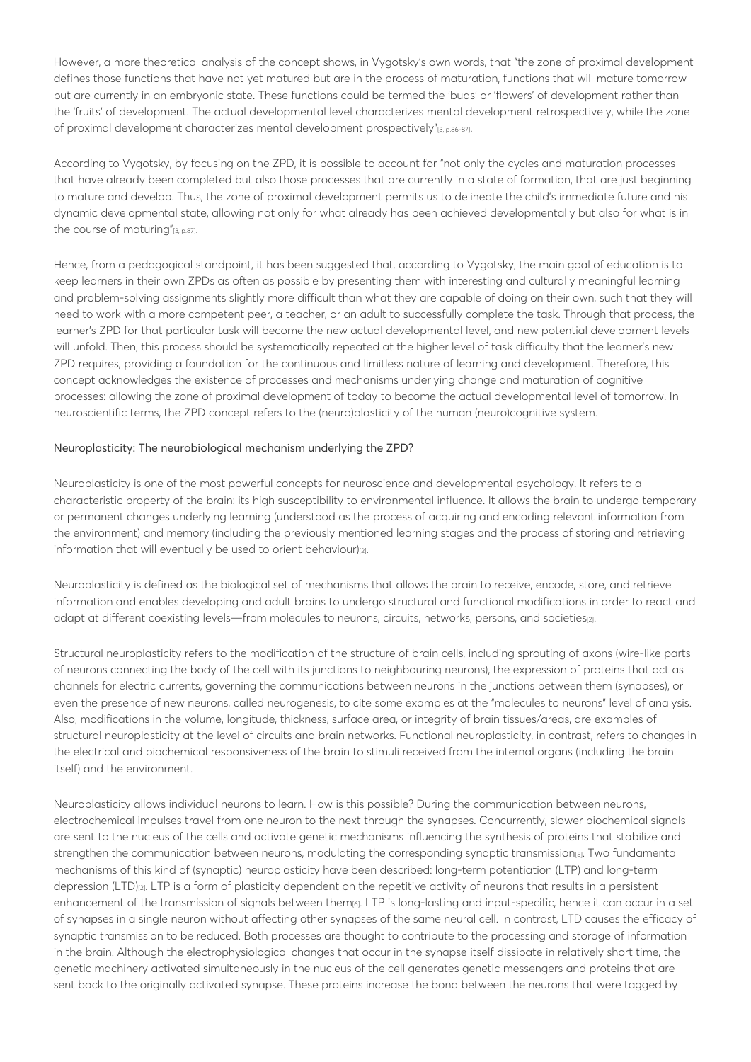However, a more theoretical analysis of the concept shows, in Vygotsky's own words, that "the zone of proximal development defines those functions that have not yet matured but are in the process of maturation, functions that will mature tomorrow but are currently in an embryonic state. These functions could be termed the 'buds' or 'flowers' of development rather than the 'fruits' of development. The actual developmental level characterizes mental development retrospectively, while the zone of proximal development characterizes mental development prospectively"[3, p.86-87].

According to Vygotsky, by focusing on the ZPD, it is possible to account for "not only the cycles and maturation processes that have already been completed but also those processes that are currently in a state of formation, that are just beginning to mature and develop. Thus, the zone of proximal development permits us to delineate the child's immediate future and his dynamic developmental state, allowing not only for what already has been achieved developmentally but also for what is in the course of maturing"[3, p.87].

Hence, from a pedagogical standpoint, it has been suggested that, according to Vygotsky, the main goal of education is to keep learners in their own ZPDs as often as possible by presenting them with interesting and culturally meaningful learning and problem-solving assignments slightly more difficult than what they are capable of doing on their own, such that they will need to work with a more competent peer, a teacher, or an adult to successfully complete the task. Through that process, the learner's ZPD for that particular task will become the new actual developmental level, and new potential development levels will unfold. Then, this process should be systematically repeated at the higher level of task difficulty that the learner's new ZPD requires, providing a foundation for the continuous and limitless nature of learning and development. Therefore, this concept acknowledges the existence of processes and mechanisms underlying change and maturation of cognitive processes: allowing the zone of proximal development of today to become the actual developmental level of tomorrow. In neuroscientific terms, the ZPD concept refers to the (neuro)plasticity of the human (neuro)cognitive system.

## Neuroplasticity: The neurobiological mechanism underlying the ZPD?

Neuroplasticity is one of the most powerful concepts for neuroscience and developmental psychology. It refers to a characteristic property of the brain: its high susceptibility to environmental influence. It allows the brain to undergo temporary or permanent changes underlying learning (understood as the process of acquiring and encoding relevant information from the environment) and memory (including the previously mentioned learning stages and the process of storing and retrieving information that will eventually be used to orient behaviour)[2].

Neuroplasticity is defined as the biological set of mechanisms that allows the brain to receive, encode, store, and retrieve information and enables developing and adult brains to undergo structural and functional modifications in order to react and adapt at different coexisting levels—from molecules to neurons, circuits, networks, persons, and societies[2].

Structural neuroplasticity refers to the modification of the structure of brain cells, including sprouting of axons (wire-like parts of neurons connecting the body of the cell with its junctions to neighbouring neurons), the expression of proteins that act as channels for electric currents, governing the communications between neurons in the junctions between them (synapses), or even the presence of new neurons, called neurogenesis, to cite some examples at the "molecules to neurons" level of analysis. Also, modifications in the volume, longitude, thickness, surface area, or integrity of brain tissues/areas, are examples of structural neuroplasticity at the level of circuits and brain networks. Functional neuroplasticity, in contrast, refers to changes in the electrical and biochemical responsiveness of the brain to stimuli received from the internal organs (including the brain itself) and the environment.

Neuroplasticity allows individual neurons to learn. How is this possible? During the communication between neurons, electrochemical impulses travel from one neuron to the next through the synapses. Concurrently, slower biochemical signals are sent to the nucleus of the cells and activate genetic mechanisms influencing the synthesis of proteins that stabilize and strengthen the communication between neurons, modulating the corresponding synaptic transmission[5]. Two fundamental mechanisms of this kind of (synaptic) neuroplasticity have been described: long-term potentiation (LTP) and long-term depression (LTD)[2]. LTP is a form of plasticity dependent on the repetitive activity of neurons that results in a persistent enhancement of the transmission of signals between them[6]. LTP is long-lasting and input-specific, hence it can occur in a set of synapses in a single neuron without affecting other synapses of the same neural cell. In contrast, LTD causes the efficacy of synaptic transmission to be reduced. Both processes are thought to contribute to the processing and storage of information in the brain. Although the electrophysiological changes that occur in the synapse itself dissipate in relatively short time, the genetic machinery activated simultaneously in the nucleus of the cell generates genetic messengers and proteins that are sent back to the originally activated synapse. These proteins increase the bond between the neurons that were tagged by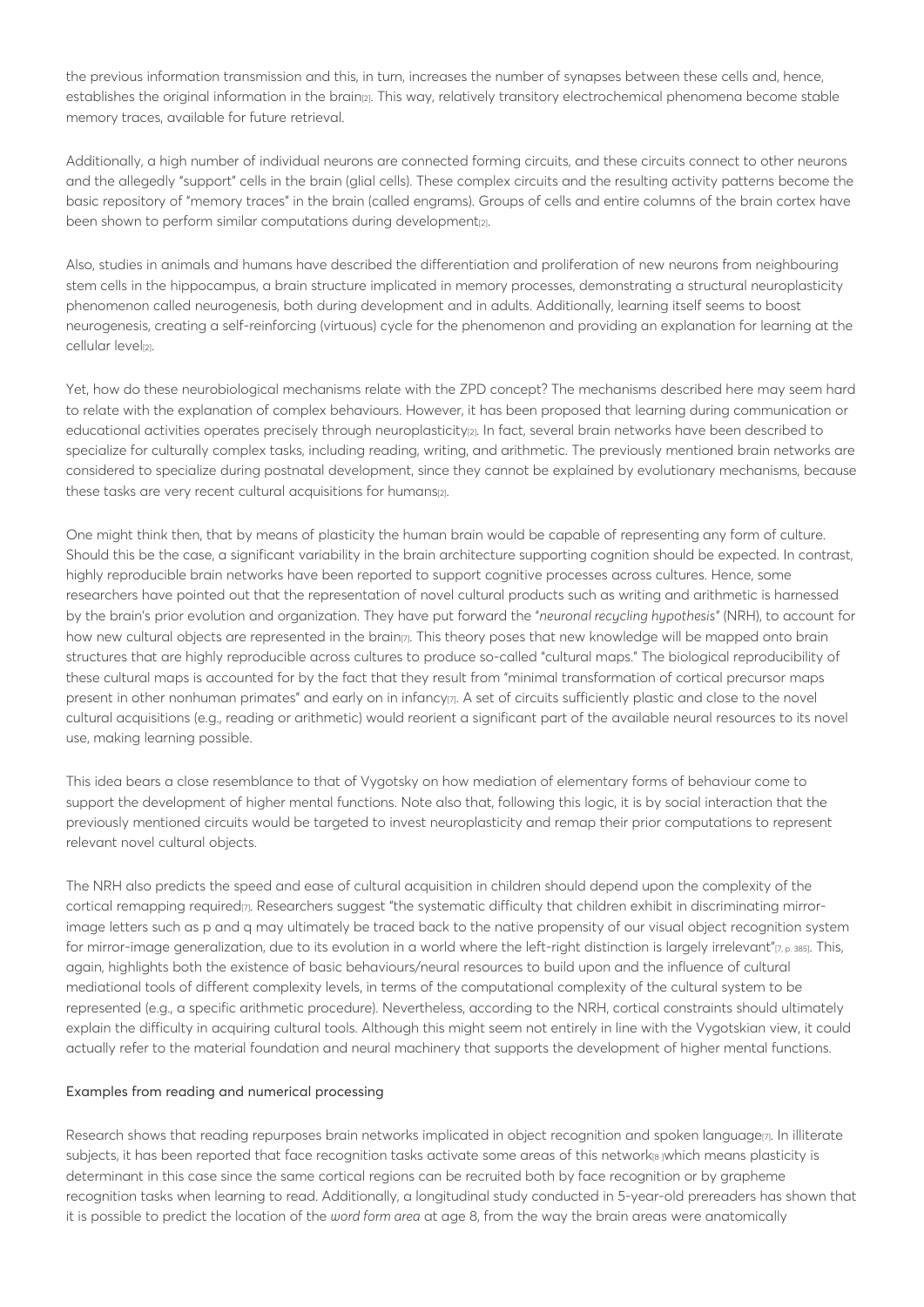the previous information transmission and this, in turn, increases the number of synapses between these cells and, hence, establishes the original information in the brain[2]. This way, relatively transitory electrochemical phenomena become stable memory traces, available for future retrieval.

Additionally, a high number of individual neurons are connected forming circuits, and these circuits connect to other neurons and the allegedly "support" cells in the brain (glial cells). These complex circuits and the resulting activity patterns become the basic repository of "memory traces" in the brain (called engrams). Groups of cells and entire columns of the brain cortex have been shown to perform similar computations during development[2].

Also, studies in animals and humans have described the differentiation and proliferation of new neurons from neighbouring stem cells in the hippocampus, a brain structure implicated in memory processes, demonstrating a structural neuroplasticity phenomenon called neurogenesis, both during development and in adults. Additionally, learning itself seems to boost neurogenesis, creating a self-reinforcing (virtuous) cycle for the phenomenon and providing an explanation for learning at the cellular level[2].

Yet, how do these neurobiological mechanisms relate with the ZPD concept? The mechanisms described here may seem hard to relate with the explanation of complex behaviours. However, it has been proposed that learning during communication or educational activities operates precisely through neuroplasticity[2]. In fact, several brain networks have been described to specialize for culturally complex tasks, including reading, writing, and arithmetic. The previously mentioned brain networks are considered to specialize during postnatal development, since they cannot be explained by evolutionary mechanisms, because these tasks are very recent cultural acquisitions for humans[2].

One might think then, that by means of plasticity the human brain would be capable of representing any form of culture. Should this be the case, a significant variability in the brain architecture supporting cognition should be expected. In contrast, highly reproducible brain networks have been reported to support cognitive processes across cultures. Hence, some researchers have pointed out that the representation of novel cultural products such as writing and arithmetic is harnessed by the brain's prior evolution and organization. They have put forward the *"neuronal recycling hypothesis"* (NRH), to account for how new cultural objects are represented in the brain[7]. This theory poses that new knowledge will be mapped onto brain structures that are highly reproducible across cultures to produce so-called "cultural maps." The biological reproducibility of these cultural maps is accounted for by the fact that they result from "minimal transformation of cortical precursor maps present in other nonhuman primates" and early on in infancy[7]. A set of circuits sufficiently plastic and close to the novel cultural acquisitions (e.g., reading or arithmetic) would reorient a significant part of the available neural resources to its novel use, making learning possible.

This idea bears a close resemblance to that of Vygotsky on how mediation of elementary forms of behaviour come to support the development of higher mental functions. Note also that, following this logic, it is by social interaction that the previously mentioned circuits would be targeted to invest neuroplasticity and remap their prior computations to represent relevant novel cultural objects.

The NRH also predicts the speed and ease of cultural acquisition in children should depend upon the complexity of the cortical remapping required[7]. Researchers suggest "the systematic difficulty that children exhibit in discriminating mirror-image letters such as p and q may ultimately be traced back to the native propensity of our visual object recognition system for mirror-image generalization, due to its evolution in a world where the left-right distinction is largely irrelevant"[7, p. 385]. This, again, highlights both the existence of basic behaviours/neural resources to build upon and the influence of cultural mediational tools of different complexity levels, in terms of the computational complexity of the cultural system to be represented (e.g., a specific arithmetic procedure). Nevertheless, according to the NRH, cortical constraints should ultimately explain the difficulty in acquiring cultural tools. Although this might seem not entirely in line with the Vygotskian view, it could actually refer to the material foundation and neural machinery that supports the development of higher mental functions.

## Examples from reading and numerical processing

Research shows that reading repurposes brain networks implicated in object recognition and spoken language[7]. In illiterate subjects, it has been reported that face recognition tasks activate some areas of this network[8] which means plasticity is determinant in this case since the same cortical regions can be recruited both by face recognition or by grapheme recognition tasks when learning to read. Additionally, a longitudinal study conducted in 5-year-old prereaders has shown that it is possible to predict the location of the *word form area* at age 8, from the way the brain areas were anatomically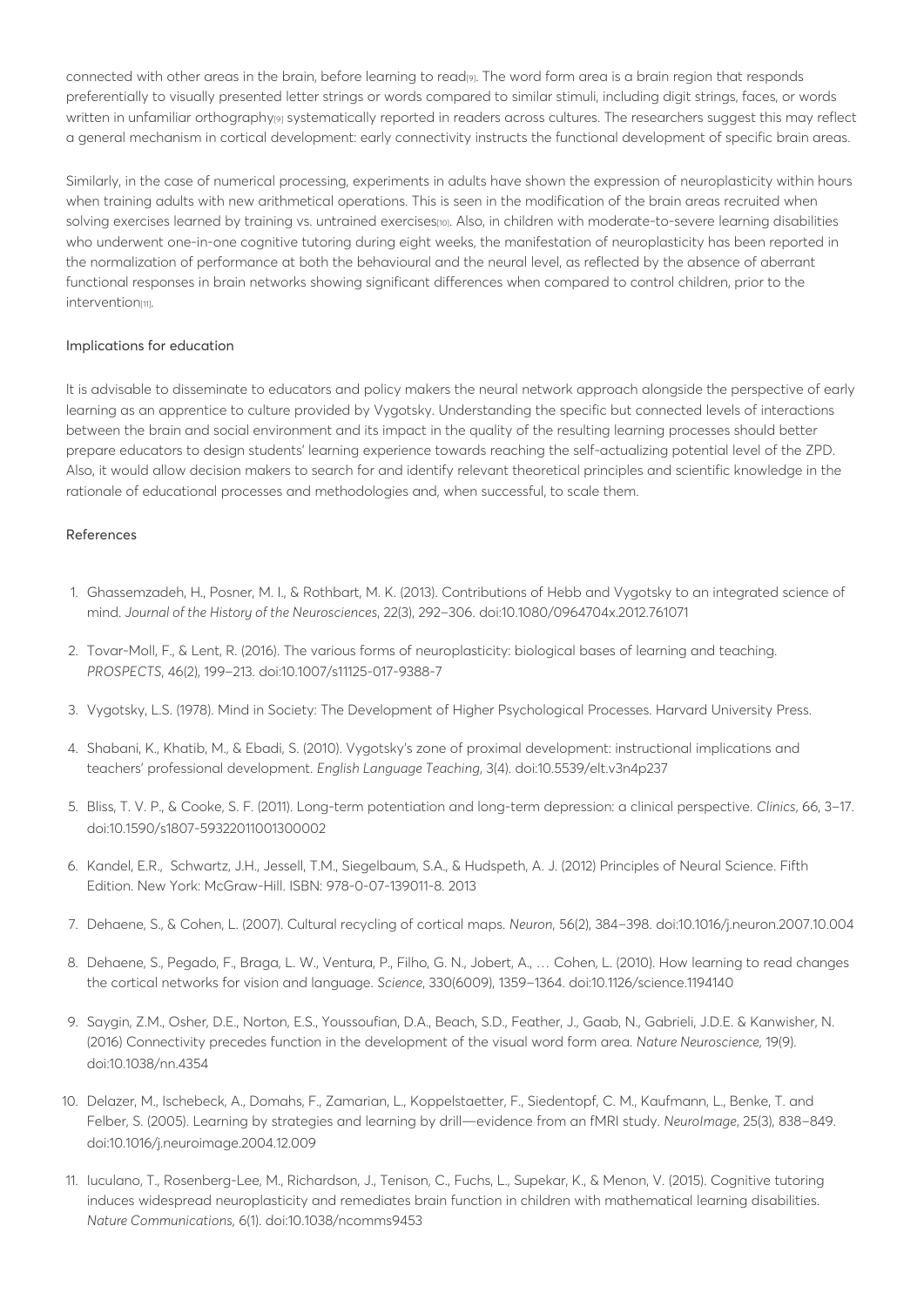connected with other areas in the brain, before learning to read[9]. The word form area is a brain region that responds preferentially to visually presented letter strings or words compared to similar stimuli, including digit strings, faces, or words written in unfamiliar orthography[9] systematically reported in readers across cultures. The researchers suggest this may reflect a general mechanism in cortical development: early connectivity instructs the functional development of specific brain areas.

Similarly, in the case of numerical processing, experiments in adults have shown the expression of neuroplasticity within hours when training adults with new arithmetical operations. This is seen in the modification of the brain areas recruited when solving exercises learned by training vs. untrained exercises[10]. Also, in children with moderate-to-severe learning disabilities who underwent one-in-one cognitive tutoring during eight weeks, the manifestation of neuroplasticity has been reported in the normalization of performance at both the behavioural and the neural level, as reflected by the absence of aberrant functional responses in brain networks showing significant differences when compared to control children, prior to the intervention[11].

## Implications for education

It is advisable to disseminate to educators and policy makers the neural network approach alongside the perspective of early learning as an apprentice to culture provided by Vygotsky. Understanding the specific but connected levels of interactions between the brain and social environment and its impact in the quality of the resulting learning processes should better prepare educators to design students' learning experience towards reaching the self-actualizing potential level of the ZPD. Also, it would allow decision makers to search for and identify relevant theoretical principles and scientific knowledge in the rationale of educational processes and methodologies and, when successful, to scale them.

## References

1. Ghassemzadeh, H., Posner, M. I., & Rothbart, M. K. (2013). Contributions of Hebb and Vygotsky to an integrated science of mind. *Journal of the History of the Neurosciences*, 22(3), 292–306. doi:10.1080/0964704x.2012.761071
2. Tovar-Moll, F., & Lent, R. (2016). The various forms of neuroplasticity: biological bases of learning and teaching. *PROSPECTS*, 46(2), 199–213. doi:10.1007/s11125-017-9388-7
3. Vygotsky, L.S. (1978). Mind in Society: The Development of Higher Psychological Processes. Harvard University Press.
4. Shabani, K., Khatib, M., & Ebadi, S. (2010). Vygotsky's zone of proximal development: instructional implications and teachers' professional development. *English Language Teaching*, 3(4). doi:10.5539/elt.v3n4p237
5. Bliss, T. V. P., & Cooke, S. F. (2011). Long-term potentiation and long-term depression: a clinical perspective. *Clinics*, 66, 3–17. doi:10.1590/s1807-59322011001300002
6. Kandel, E.R., Schwartz, J.H., Jessell, T.M., Siegelbaum, S.A., & Hudspeth, A. J. (2012) Principles of Neural Science. Fifth Edition. New York: McGraw-Hill. ISBN: 978-0-07-139011-8. 2013
7. Dehaene, S., & Cohen, L. (2007). Cultural recycling of cortical maps. *Neuron*, 56(2), 384–398. doi:10.1016/j.neuron.2007.10.004
8. Dehaene, S., Pegado, F., Braga, L. W., Ventura, P., Filho, G. N., Jobert, A., … Cohen, L. (2010). How learning to read changes the cortical networks for vision and language. *Science*, 330(6009), 1359–1364. doi:10.1126/science.1194140
9. Saygin, Z.M., Osher, D.E., Norton, E.S., Youssoufian, D.A., Beach, S.D., Feather, J., Gaab, N., Gabrieli, J.D.E. & Kanwisher, N. (2016) Connectivity precedes function in the development of the visual word form area. *Nature Neuroscience*, 19(9). doi:10.1038/nn.4354
10. Delazer, M., Ischebeck, A., Domahs, F., Zamarian, L., Koppelstaetter, F., Siedentopf, C. M., Kaufmann, L., Benke, T. and Felber, S. (2005). Learning by strategies and learning by drill—evidence from an fMRI study. *NeuroImage*, 25(3), 838–849. doi:10.1016/j.neuroimage.2004.12.009
11. Iuculano, T., Rosenberg-Lee, M., Richardson, J., Tenison, C., Fuchs, L., Supekar, K., & Menon, V. (2015). Cognitive tutoring induces widespread neuroplasticity and remediates brain function in children with mathematical learning disabilities. *Nature Communications*, 6(1). doi:10.1038/ncomms9453